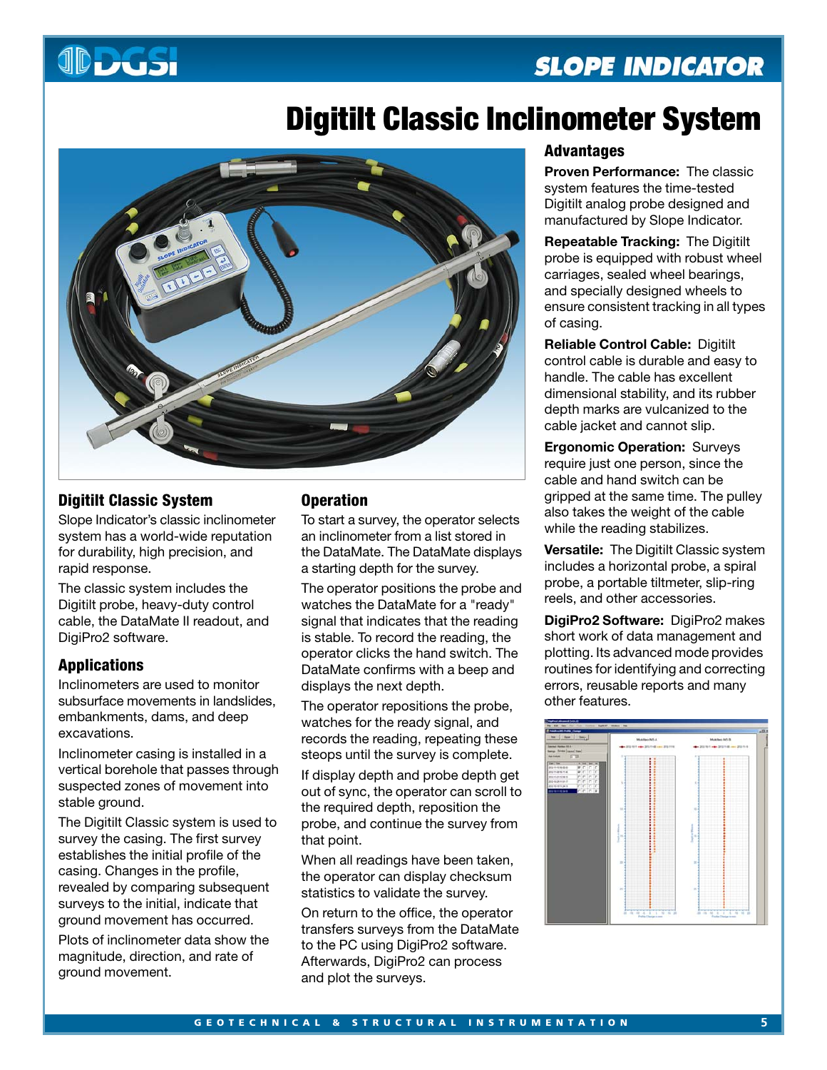# Digitilt Classic Inclinometer System

## Digitilt Classic System

Slope Indicator's classic inclinometer system has a world-wide reputation for durability, high precision, and rapid response.

The classic system includes the Digitilt probe, heavy-duty control cable, the DataMate II readout, and DigiPro2 software.

## Applications

Inclinometers are used to monitor subsurface movements in landslides, embankments, dams, and deep excavations.

Inclinometer casing is installed in a vertical borehole that passes through suspected zones of movement into stable ground.

The Digitilt Classic system is used to survey the casing. The first survey establishes the initial profile of the casing. Changes in the profile, revealed by comparing subsequent surveys to the initial, indicate that ground movement has occurred.

Plots of inclinometer data show the magnitude, direction, and rate of ground movement.

## Operation

To start a survey, the operator selects an inclinometer from a list stored in the DataMate. The DataMate displays a starting depth for the survey.

The operator positions the probe and watches the DataMate for a "ready" signal that indicates that the reading is stable. To record the reading, the operator clicks the hand switch. The DataMate confirms with a beep and displays the next depth.

The operator repositions the probe, watches for the ready signal, and records the reading, repeating these steops until the survey is complete.

If display depth and probe depth get out of sync, the operator can scroll to the required depth, reposition the probe, and continue the survey from that point.

When all readings have been taken, the operator can display checksum statistics to validate the survey.

On return to the office, the operator transfers surveys from the DataMate to the PC using DigiPro2 software. Afterwards, DigiPro2 can process and plot the surveys.

## Advantages

**Proven Performance:** The classic system features the time-tested Digitilt analog probe designed and manufactured by Slope Indicator.

**Repeatable Tracking:** The Digitilt probe is equipped with robust wheel carriages, sealed wheel bearings, and specially designed wheels to ensure consistent tracking in all types of casing.

**Reliable Control Cable:** Digitilt control cable is durable and easy to handle. The cable has excellent dimensional stability, and its rubber depth marks are vulcanized to the cable jacket and cannot slip.

**Ergonomic Operation:** Surveys require just one person, since the cable and hand switch can be gripped at the same time. The pulley also takes the weight of the cable while the reading stabilizes.

**Versatile:** The Digitilt Classic system includes a horizontal probe, a spiral probe, a portable tiltmeter, slip-ring reels, and other accessories.

**DigiPro2 Software:** DigiPro2 makes short work of data management and plotting. Its advanced mode provides routines for identifying and correcting errors, reusable reports and many other features.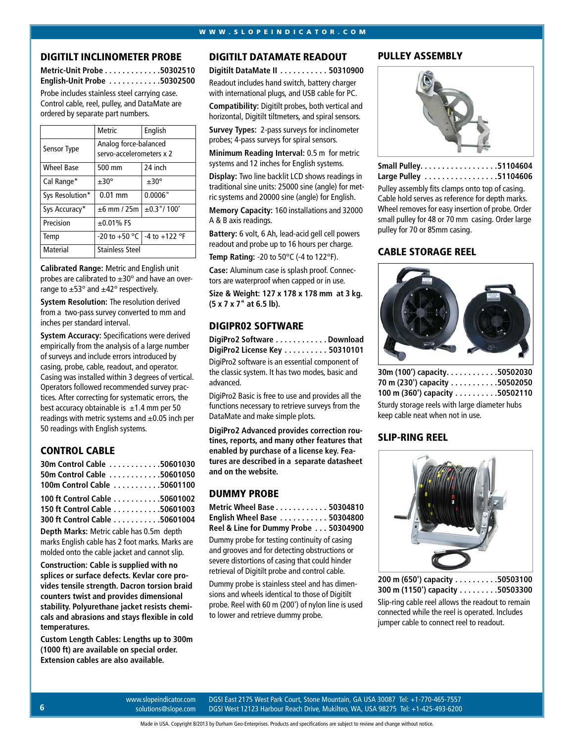## DIGITILT INCLINOMETER PROBE

**Metric-Unit Probe . . . . . . . . . . . . .50302510**
**English-Unit Probe . . . . . . . . . . . .50302500**

Probe includes stainless steel carrying case. Control cable, reel, pulley, and DataMate are ordered by separate part numbers.

| | Metric | English |
|---|---|---|
| Sensor Type | Analog force-balanced servo-accelerometers x 2 | |
| Wheel Base | 500 mm | 24 inch |
| Cal Range* | ±30° | ±30° |
| Sys Resolution* | 0.01 mm | 0.0006" |
| Sys Accuracy* | ±6 mm / 25m | ±0.3"/ 100' |
| Precision | ±0.01% FS | |
| Temp | -20 to +50 °C | -4 to +122 °F |
| Material | Stainless Steel | |

**Calibrated Range:** Metric and English unit probes are calibrated to ±30° and have an over-range to ±53° and ±42° respectively.

**System Resolution:** The resolution derived from a two-pass survey converted to mm and inches per standard interval.

**System Accuracy:** Specifications were derived empirically from the analysis of a large number of surveys and include errors introduced by casing, probe, cable, readout, and operator. Casing was installed within 3 degrees of vertical. Operators followed recommended survey practices. After correcting for systematic errors, the best accuracy obtainable is ±1.4 mm per 50 readings with metric systems and ±0.05 inch per 50 readings with English systems.

## CONTROL CABLE

**30m Control Cable . . . . . . . . . . . .50601030**
**50m Control Cable . . . . . . . . . . . .50601050**
**100m Control Cable . . . . . . . . . . .50601100**

**100 ft Control Cable . . . . . . . . . . .50601002**
**150 ft Control Cable . . . . . . . . . . .50601003**
**300 ft Control Cable . . . . . . . . . . .50601004**

**Depth Marks:** Metric cable has 0.5m depth marks English cable has 2 foot marks. Marks are molded onto the cable jacket and cannot slip.

**Construction: Cable is supplied with no splices or surface defects. Kevlar core provides tensile strength. Dacron tension braid counters twist and provides dimensional stability. Polyurethane jacket resists chemicals and abrasions and stays flexible in cold temperatures.**

**Custom Length Cables: Lengths up to 300m (1000 ft) are available on special order. Extension cables are also available.**

## DIGITILT DATAMATE READOUT

**Digitilt DataMate II . . . . . . . . . . . 50310900**

Readout includes hand switch, battery charger with international plugs, and USB cable for PC.

**Compatibility:** Digitilt probes, both vertical and horizontal, Digitilt tiltmeters, and spiral sensors.

**Survey Types:** 2-pass surveys for inclinometer probes; 4-pass surveys for spiral sensors.

**Minimum Reading Interval:** 0.5 m for metric systems and 12 inches for English systems.

**Display:** Two line backlit LCD shows readings in traditional sine units: 25000 sine (angle) for metric systems and 20000 sine (angle) for English.

**Memory Capacity:** 160 installations and 32000 A & B axis readings.

**Battery:** 6 volt, 6 Ah, lead-acid gell cell powers readout and probe up to 16 hours per charge.

**Temp Rating:** -20 to 50°C (-4 to 122°F).

**Case:** Aluminum case is splash proof. Connectors are waterproof when capped or in use.

**Size & Weight: 127 x 178 x 178 mm at 3 kg. (5 x 7 x 7" at 6.5 lb).**

## DIGIPRO2 SOFTWARE

**DigiPro2 Software . . . . . . . . . . . . Download**
**DigiPro2 License Key . . . . . . . . . . 50310101**

DigiPro2 software is an essential component of the classic system. It has two modes, basic and advanced.

DigiPro2 Basic is free to use and provides all the functions necessary to retrieve surveys from the DataMate and make simple plots.

**DigiPro2 Advanced provides correction routines, reports, and many other features that enabled by purchase of a license key. Features are described in a separate datasheet and on the website.**

## DUMMY PROBE

**Metric Wheel Base . . . . . . . . . . . . 50304810**
**English Wheel Base . . . . . . . . . . . 50304800**
**Reel & Line for Dummy Probe . . . 50304900**

Dummy probe for testing continuity of casing and grooves and for detecting obstructions or severe distortions of casing that could hinder retrieval of Digitilt probe and control cable.

Dummy probe is stainless steel and has dimensions and wheels identical to those of Digitilt probe. Reel with 60 m (200') of nylon line is used to lower and retrieve dummy probe.

## PULLEY ASSEMBLY

**Small Pulley. . . . . . . . . . . . . . . . . .51104604**
**Large Pulley . . . . . . . . . . . . . . . . .51104606**

Pulley assembly fits clamps onto top of casing. Cable hold serves as reference for depth marks. Wheel removes for easy insertion of probe. Order small pulley for 48 or 70 mm casing. Order large pulley for 70 or 85mm casing.

## CABLE STORAGE REEL

**30m (100') capacity. . . . . . . . . . . .50502030**
**70 m (230') capacity . . . . . . . . . . .50502050**
**100 m (360') capacity . . . . . . . . . .50502110**

Sturdy storage reels with large diameter hubs keep cable neat when not in use.

## SLIP-RING REEL

**200 m (650') capacity . . . . . . . . . .50503100**
**300 m (1150') capacity . . . . . . . . .50503300**

Slip-ring cable reel allows the readout to remain connected while the reel is operated. Includes jumper cable to connect reel to readout.

www.slopeindicator.com
solutions@slope.com

DGSI East 2175 West Park Court, Stone Mountain, GA USA 30087 Tel: +1-770-465-7557
DGSI West 12123 Harbour Reach Drive, Mukilteo, WA, USA 98275 Tel: +1-425-493-6200

Made in USA. Copyright 8/2013 by Durham Geo-Enterprises. Products and specifications are subject to review and change without notice.